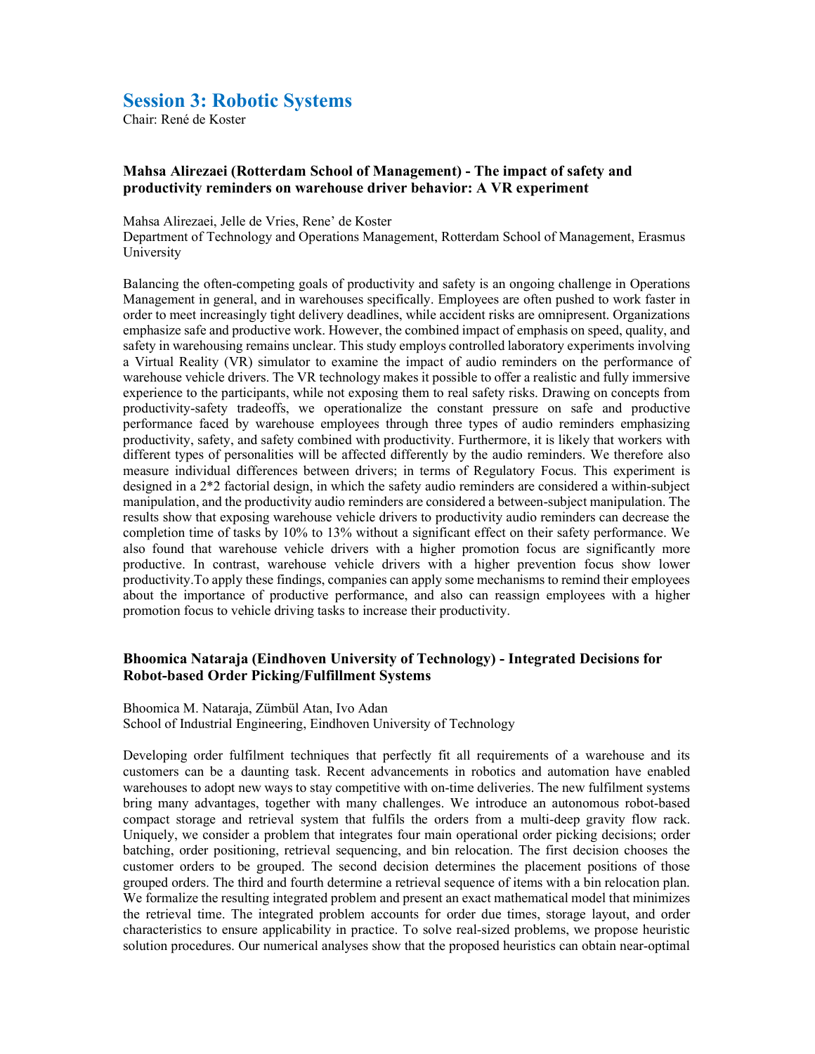# Session 3: Robotic Systems

Chair: René de Koster

### Mahsa Alirezaei (Rotterdam School of Management) - The impact of safety and productivity reminders on warehouse driver behavior: A VR experiment

Mahsa Alirezaei, Jelle de Vries, Rene' de Koster
Department of Technology and Operations Management, Rotterdam School of Management, Erasmus University

Balancing the often-competing goals of productivity and safety is an ongoing challenge in Operations Management in general, and in warehouses specifically. Employees are often pushed to work faster in order to meet increasingly tight delivery deadlines, while accident risks are omnipresent. Organizations emphasize safe and productive work. However, the combined impact of emphasis on speed, quality, and safety in warehousing remains unclear. This study employs controlled laboratory experiments involving a Virtual Reality (VR) simulator to examine the impact of audio reminders on the performance of warehouse vehicle drivers. The VR technology makes it possible to offer a realistic and fully immersive experience to the participants, while not exposing them to real safety risks. Drawing on concepts from productivity-safety tradeoffs, we operationalize the constant pressure on safe and productive performance faced by warehouse employees through three types of audio reminders emphasizing productivity, safety, and safety combined with productivity. Furthermore, it is likely that workers with different types of personalities will be affected differently by the audio reminders. We therefore also measure individual differences between drivers; in terms of Regulatory Focus. This experiment is designed in a 2*2 factorial design, in which the safety audio reminders are considered a within-subject manipulation, and the productivity audio reminders are considered a between-subject manipulation. The results show that exposing warehouse vehicle drivers to productivity audio reminders can decrease the completion time of tasks by 10% to 13% without a significant effect on their safety performance. We also found that warehouse vehicle drivers with a higher promotion focus are significantly more productive. In contrast, warehouse vehicle drivers with a higher prevention focus show lower productivity.To apply these findings, companies can apply some mechanisms to remind their employees about the importance of productive performance, and also can reassign employees with a higher promotion focus to vehicle driving tasks to increase their productivity.

### Bhoomica Nataraja (Eindhoven University of Technology) - Integrated Decisions for Robot-based Order Picking/Fulfillment Systems

Bhoomica M. Nataraja, Zümbül Atan, Ivo Adan
School of Industrial Engineering, Eindhoven University of Technology

Developing order fulfilment techniques that perfectly fit all requirements of a warehouse and its customers can be a daunting task. Recent advancements in robotics and automation have enabled warehouses to adopt new ways to stay competitive with on-time deliveries. The new fulfilment systems bring many advantages, together with many challenges. We introduce an autonomous robot-based compact storage and retrieval system that fulfils the orders from a multi-deep gravity flow rack. Uniquely, we consider a problem that integrates four main operational order picking decisions; order batching, order positioning, retrieval sequencing, and bin relocation. The first decision chooses the customer orders to be grouped. The second decision determines the placement positions of those grouped orders. The third and fourth determine a retrieval sequence of items with a bin relocation plan. We formalize the resulting integrated problem and present an exact mathematical model that minimizes the retrieval time. The integrated problem accounts for order due times, storage layout, and order characteristics to ensure applicability in practice. To solve real-sized problems, we propose heuristic solution procedures. Our numerical analyses show that the proposed heuristics can obtain near-optimal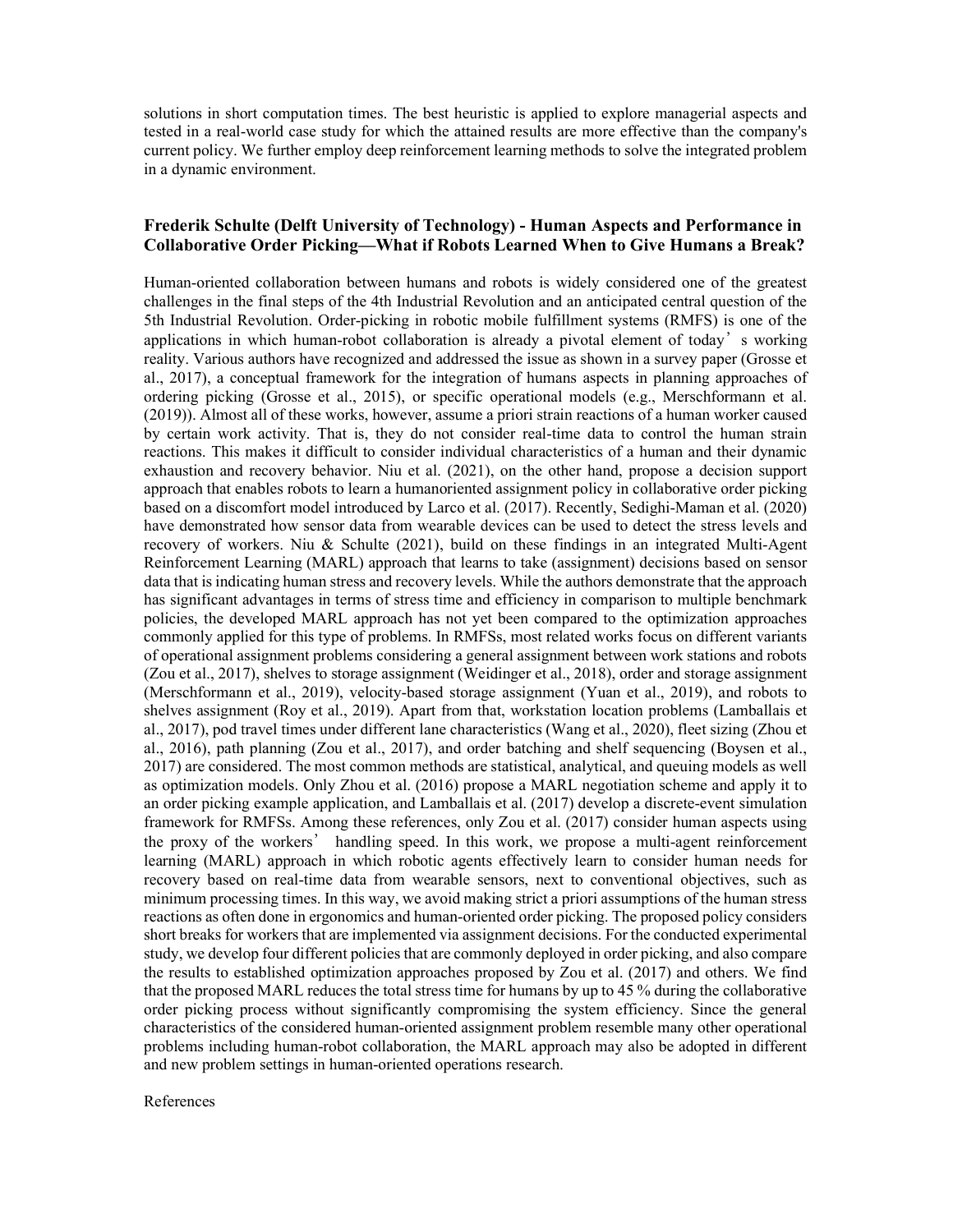solutions in short computation times. The best heuristic is applied to explore managerial aspects and tested in a real-world case study for which the attained results are more effective than the company's current policy. We further employ deep reinforcement learning methods to solve the integrated problem in a dynamic environment.

### Frederik Schulte (Delft University of Technology) - Human Aspects and Performance in Collaborative Order Picking—What if Robots Learned When to Give Humans a Break?

Human-oriented collaboration between humans and robots is widely considered one of the greatest challenges in the final steps of the 4th Industrial Revolution and an anticipated central question of the 5th Industrial Revolution. Order-picking in robotic mobile fulfillment systems (RMFS) is one of the applications in which human-robot collaboration is already a pivotal element of today's working reality. Various authors have recognized and addressed the issue as shown in a survey paper (Grosse et al., 2017), a conceptual framework for the integration of humans aspects in planning approaches of ordering picking (Grosse et al., 2015), or specific operational models (e.g., Merschformann et al. (2019)). Almost all of these works, however, assume a priori strain reactions of a human worker caused by certain work activity. That is, they do not consider real-time data to control the human strain reactions. This makes it difficult to consider individual characteristics of a human and their dynamic exhaustion and recovery behavior. Niu et al. (2021), on the other hand, propose a decision support approach that enables robots to learn a humanoriented assignment policy in collaborative order picking based on a discomfort model introduced by Larco et al. (2017). Recently, Sedighi-Maman et al. (2020) have demonstrated how sensor data from wearable devices can be used to detect the stress levels and recovery of workers. Niu & Schulte (2021), build on these findings in an integrated Multi-Agent Reinforcement Learning (MARL) approach that learns to take (assignment) decisions based on sensor data that is indicating human stress and recovery levels. While the authors demonstrate that the approach has significant advantages in terms of stress time and efficiency in comparison to multiple benchmark policies, the developed MARL approach has not yet been compared to the optimization approaches commonly applied for this type of problems. In RMFSs, most related works focus on different variants of operational assignment problems considering a general assignment between work stations and robots (Zou et al., 2017), shelves to storage assignment (Weidinger et al., 2018), order and storage assignment (Merschformann et al., 2019), velocity-based storage assignment (Yuan et al., 2019), and robots to shelves assignment (Roy et al., 2019). Apart from that, workstation location problems (Lamballais et al., 2017), pod travel times under different lane characteristics (Wang et al., 2020), fleet sizing (Zhou et al., 2016), path planning (Zou et al., 2017), and order batching and shelf sequencing (Boysen et al., 2017) are considered. The most common methods are statistical, analytical, and queuing models as well as optimization models. Only Zhou et al. (2016) propose a MARL negotiation scheme and apply it to an order picking example application, and Lamballais et al. (2017) develop a discrete-event simulation framework for RMFSs. Among these references, only Zou et al. (2017) consider human aspects using the proxy of the workers' handling speed. In this work, we propose a multi-agent reinforcement learning (MARL) approach in which robotic agents effectively learn to consider human needs for recovery based on real-time data from wearable sensors, next to conventional objectives, such as minimum processing times. In this way, we avoid making strict a priori assumptions of the human stress reactions as often done in ergonomics and human-oriented order picking. The proposed policy considers short breaks for workers that are implemented via assignment decisions. For the conducted experimental study, we develop four different policies that are commonly deployed in order picking, and also compare the results to established optimization approaches proposed by Zou et al. (2017) and others. We find that the proposed MARL reduces the total stress time for humans by up to 45 % during the collaborative order picking process without significantly compromising the system efficiency. Since the general characteristics of the considered human-oriented assignment problem resemble many other operational problems including human-robot collaboration, the MARL approach may also be adopted in different and new problem settings in human-oriented operations research.

References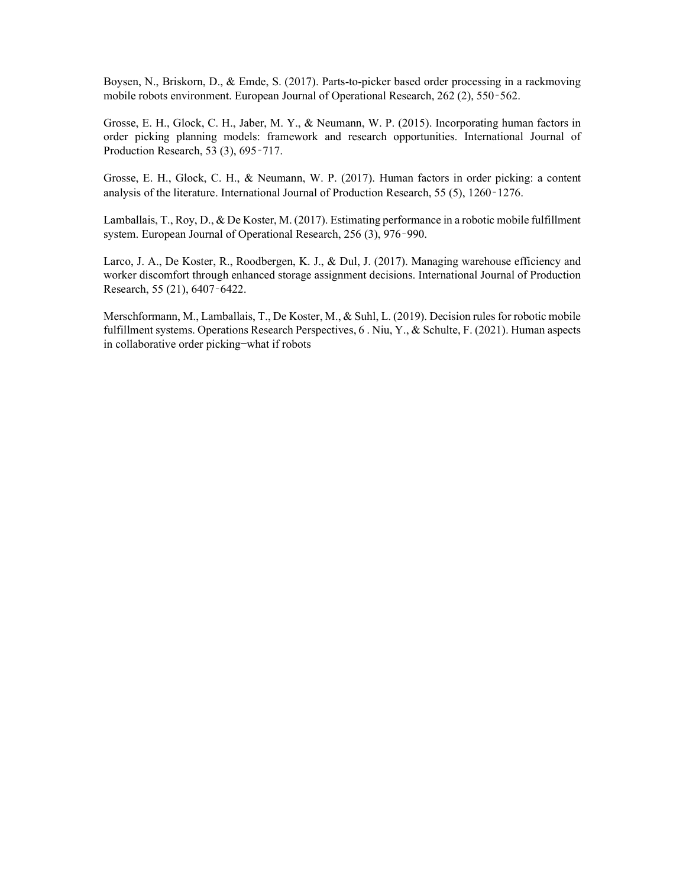Boysen, N., Briskorn, D., & Emde, S. (2017). Parts-to-picker based order processing in a rackmoving mobile robots environment. European Journal of Operational Research, 262 (2), 550‑562.

Grosse, E. H., Glock, C. H., Jaber, M. Y., & Neumann, W. P. (2015). Incorporating human factors in order picking planning models: framework and research opportunities. International Journal of Production Research, 53 (3), 695‑717.

Grosse, E. H., Glock, C. H., & Neumann, W. P. (2017). Human factors in order picking: a content analysis of the literature. International Journal of Production Research, 55 (5), 1260‑1276.

Lamballais, T., Roy, D., & De Koster, M. (2017). Estimating performance in a robotic mobile fulfillment system. European Journal of Operational Research, 256 (3), 976‑990.

Larco, J. A., De Koster, R., Roodbergen, K. J., & Dul, J. (2017). Managing warehouse efficiency and worker discomfort through enhanced storage assignment decisions. International Journal of Production Research, 55 (21), 6407‑6422.

Merschformann, M., Lamballais, T., De Koster, M., & Suhl, L. (2019). Decision rules for robotic mobile fulfillment systems. Operations Research Perspectives, 6 . Niu, Y., & Schulte, F. (2021). Human aspects in collaborative order picking–what if robots